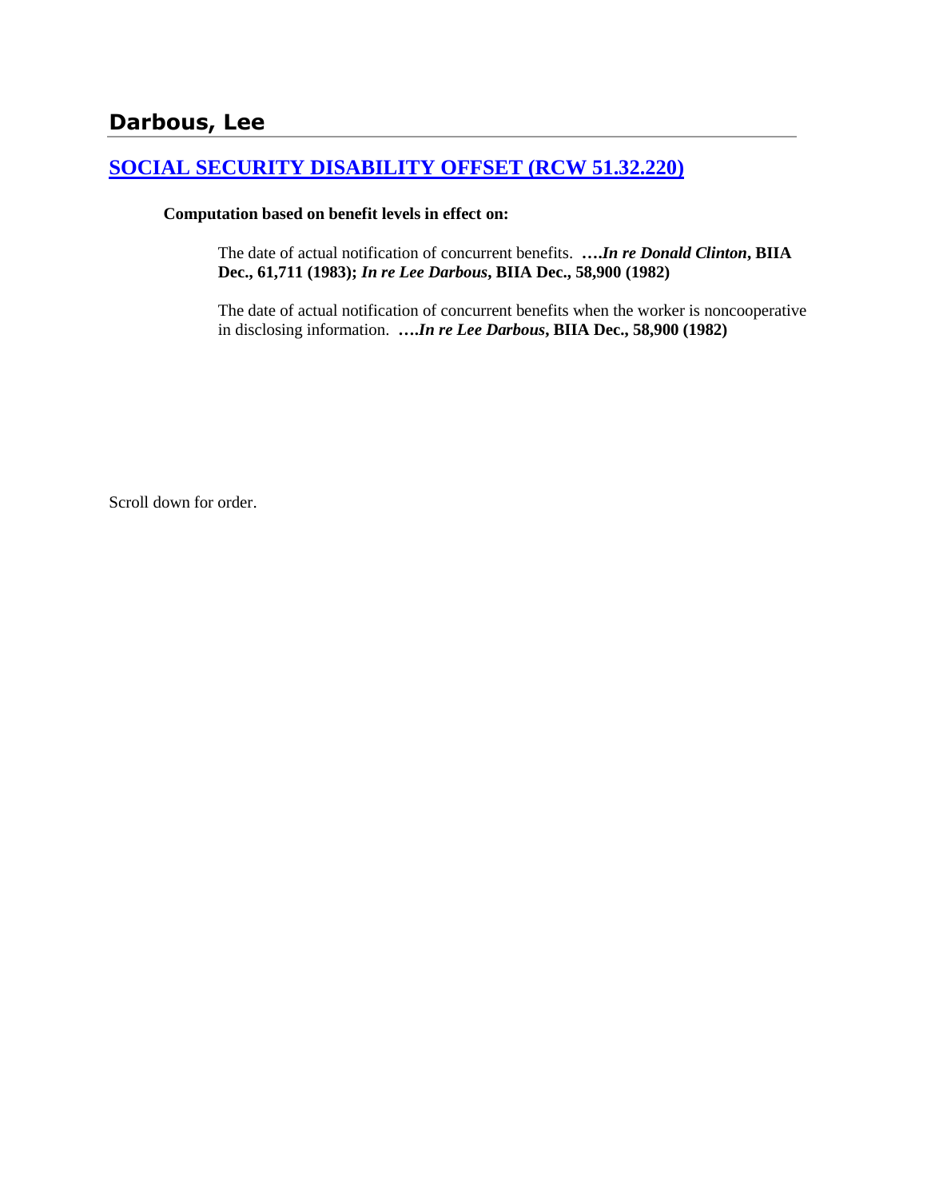## Darbous, Lee

### [SOCIAL SECURITY DISABILITY OFFSET (RCW 51.32.220)]()

**Computation based on benefit levels in effect on:**

The date of actual notification of concurrent benefits. ****….In re Donald Clinton*, BIIA Dec., 61,711 (1983); *In re Lee Darbous*, BIIA Dec., 58,900 (1982)**

The date of actual notification of concurrent benefits when the worker is noncooperative in disclosing information. ****….In re Lee Darbous*, BIIA Dec., 58,900 (1982)**

Scroll down for order.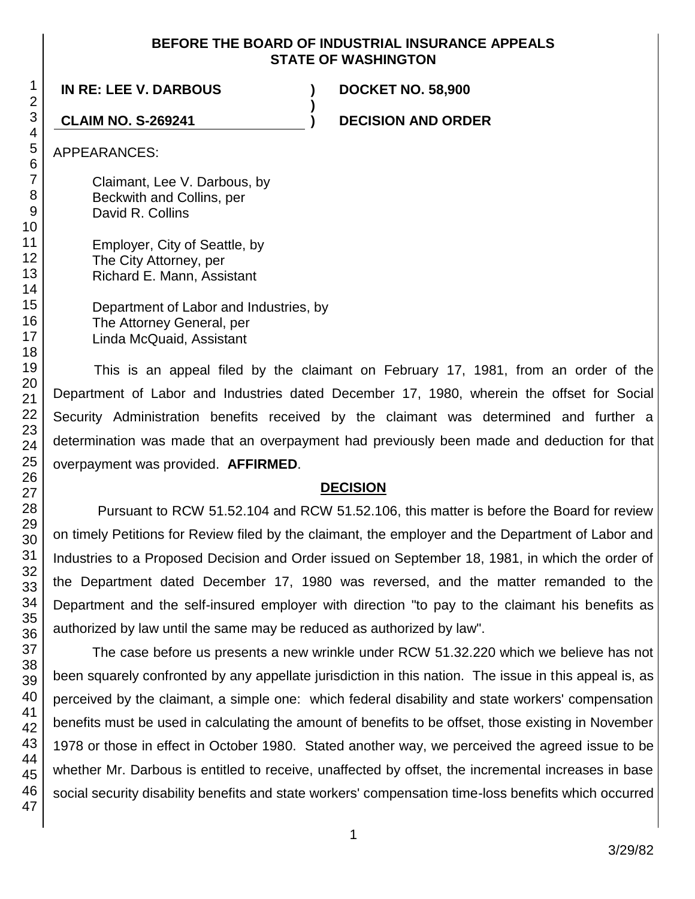**BEFORE THE BOARD OF INDUSTRIAL INSURANCE APPEALS**
**STATE OF WASHINGTON**

| | | |
|---|---|---|
| **IN RE: LEE V. DARBOUS** | **)** | **DOCKET NO. 58,900** |
| | **)** | |
| **CLAIM NO. S-269241** | **)** | **DECISION AND ORDER** |

APPEARANCES:

Claimant, Lee V. Darbous, by
Beckwith and Collins, per
David R. Collins

Employer, City of Seattle, by
The City Attorney, per
Richard E. Mann, Assistant

Department of Labor and Industries, by
The Attorney General, per
Linda McQuaid, Assistant

This is an appeal filed by the claimant on February 17, 1981, from an order of the Department of Labor and Industries dated December 17, 1980, wherein the offset for Social Security Administration benefits received by the claimant was determined and further a determination was made that an overpayment had previously been made and deduction for that overpayment was provided. **AFFIRMED**.

## DECISION

Pursuant to RCW 51.52.104 and RCW 51.52.106, this matter is before the Board for review on timely Petitions for Review filed by the claimant, the employer and the Department of Labor and Industries to a Proposed Decision and Order issued on September 18, 1981, in which the order of the Department dated December 17, 1980 was reversed, and the matter remanded to the Department and the self-insured employer with direction "to pay to the claimant his benefits as authorized by law until the same may be reduced as authorized by law".

The case before us presents a new wrinkle under RCW 51.32.220 which we believe has not been squarely confronted by any appellate jurisdiction in this nation. The issue in this appeal is, as perceived by the claimant, a simple one: which federal disability and state workers' compensation benefits must be used in calculating the amount of benefits to be offset, those existing in November 1978 or those in effect in October 1980. Stated another way, we perceived the agreed issue to be whether Mr. Darbous is entitled to receive, unaffected by offset, the incremental increases in base social security disability benefits and state workers' compensation time-loss benefits which occurred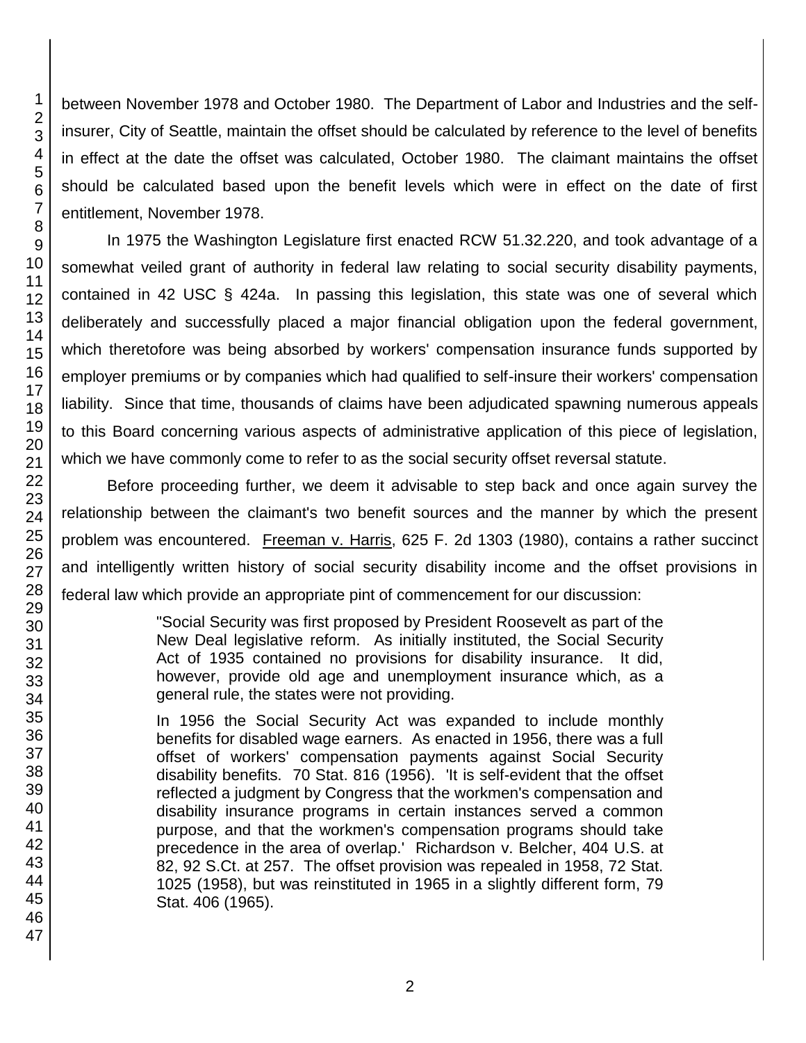between November 1978 and October 1980. The Department of Labor and Industries and the self-insurer, City of Seattle, maintain the offset should be calculated by reference to the level of benefits in effect at the date the offset was calculated, October 1980. The claimant maintains the offset should be calculated based upon the benefit levels which were in effect on the date of first entitlement, November 1978.

In 1975 the Washington Legislature first enacted RCW 51.32.220, and took advantage of a somewhat veiled grant of authority in federal law relating to social security disability payments, contained in 42 USC § 424a. In passing this legislation, this state was one of several which deliberately and successfully placed a major financial obligation upon the federal government, which theretofore was being absorbed by workers' compensation insurance funds supported by employer premiums or by companies which had qualified to self-insure their workers' compensation liability. Since that time, thousands of claims have been adjudicated spawning numerous appeals to this Board concerning various aspects of administrative application of this piece of legislation, which we have commonly come to refer to as the social security offset reversal statute.

Before proceeding further, we deem it advisable to step back and once again survey the relationship between the claimant's two benefit sources and the manner by which the present problem was encountered. Freeman v. Harris, 625 F. 2d 1303 (1980), contains a rather succinct and intelligently written history of social security disability income and the offset provisions in federal law which provide an appropriate pint of commencement for our discussion:

> "Social Security was first proposed by President Roosevelt as part of the New Deal legislative reform. As initially instituted, the Social Security Act of 1935 contained no provisions for disability insurance. It did, however, provide old age and unemployment insurance which, as a general rule, the states were not providing.
>
> In 1956 the Social Security Act was expanded to include monthly benefits for disabled wage earners. As enacted in 1956, there was a full offset of workers' compensation payments against Social Security disability benefits. 70 Stat. 816 (1956). 'It is self-evident that the offset reflected a judgment by Congress that the workmen's compensation and disability insurance programs in certain instances served a common purpose, and that the workmen's compensation programs should take precedence in the area of overlap.' Richardson v. Belcher, 404 U.S. at 82, 92 S.Ct. at 257. The offset provision was repealed in 1958, 72 Stat. 1025 (1958), but was reinstituted in 1965 in a slightly different form, 79 Stat. 406 (1965).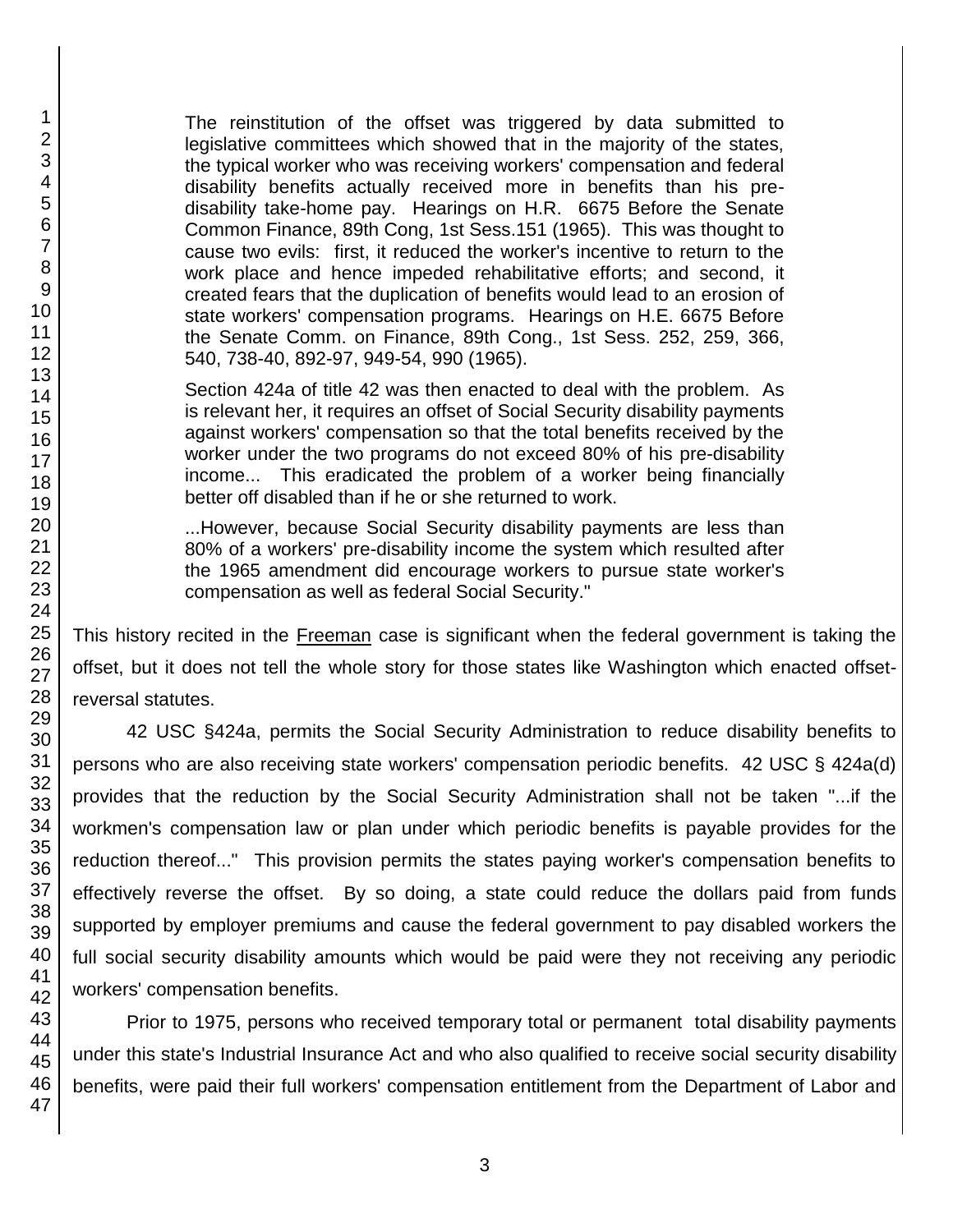> The reinstitution of the offset was triggered by data submitted to legislative committees which showed that in the majority of the states, the typical worker who was receiving workers' compensation and federal disability benefits actually received more in benefits than his pre-disability take-home pay. Hearings on H.R. 6675 Before the Senate Common Finance, 89th Cong, 1st Sess.151 (1965). This was thought to cause two evils: first, it reduced the worker's incentive to return to the work place and hence impeded rehabilitative efforts; and second, it created fears that the duplication of benefits would lead to an erosion of state workers' compensation programs. Hearings on H.E. 6675 Before the Senate Comm. on Finance, 89th Cong., 1st Sess. 252, 259, 366, 540, 738-40, 892-97, 949-54, 990 (1965).
>
> Section 424a of title 42 was then enacted to deal with the problem. As is relevant her, it requires an offset of Social Security disability payments against workers' compensation so that the total benefits received by the worker under the two programs do not exceed 80% of his pre-disability income... This eradicated the problem of a worker being financially better off disabled than if he or she returned to work.
>
> ...However, because Social Security disability payments are less than 80% of a workers' pre-disability income the system which resulted after the 1965 amendment did encourage workers to pursue state worker's compensation as well as federal Social Security."

This history recited in the Freeman case is significant when the federal government is taking the offset, but it does not tell the whole story for those states like Washington which enacted offset-reversal statutes.

42 USC §424a, permits the Social Security Administration to reduce disability benefits to persons who are also receiving state workers' compensation periodic benefits. 42 USC § 424a(d) provides that the reduction by the Social Security Administration shall not be taken "...if the workmen's compensation law or plan under which periodic benefits is payable provides for the reduction thereof..." This provision permits the states paying worker's compensation benefits to effectively reverse the offset. By so doing, a state could reduce the dollars paid from funds supported by employer premiums and cause the federal government to pay disabled workers the full social security disability amounts which would be paid were they not receiving any periodic workers' compensation benefits.

Prior to 1975, persons who received temporary total or permanent total disability payments under this state's Industrial Insurance Act and who also qualified to receive social security disability benefits, were paid their full workers' compensation entitlement from the Department of Labor and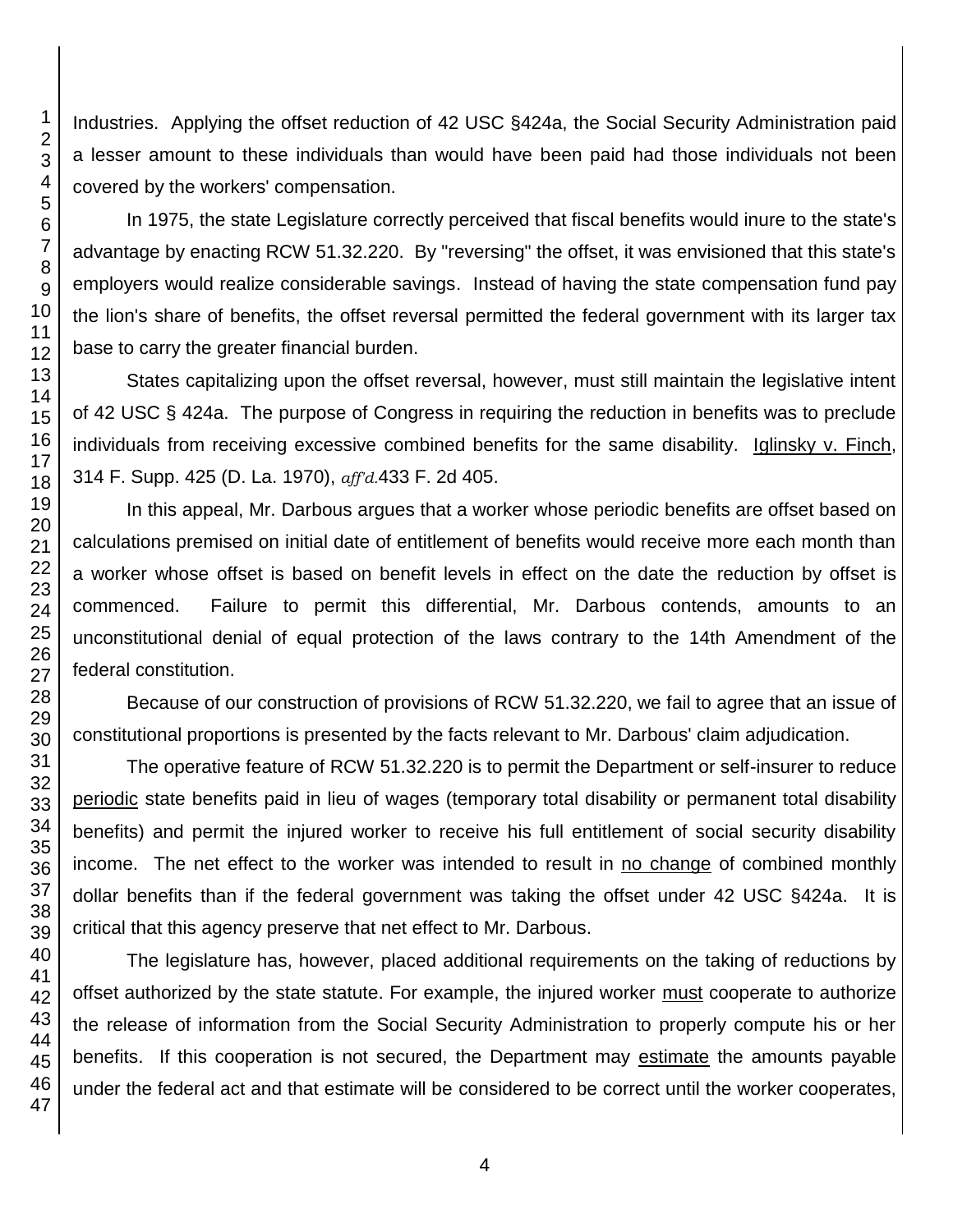Industries. Applying the offset reduction of 42 USC §424a, the Social Security Administration paid a lesser amount to these individuals than would have been paid had those individuals not been covered by the workers' compensation.

In 1975, the state Legislature correctly perceived that fiscal benefits would inure to the state's advantage by enacting RCW 51.32.220. By "reversing" the offset, it was envisioned that this state's employers would realize considerable savings. Instead of having the state compensation fund pay the lion's share of benefits, the offset reversal permitted the federal government with its larger tax base to carry the greater financial burden.

States capitalizing upon the offset reversal, however, must still maintain the legislative intent of 42 USC § 424a. The purpose of Congress in requiring the reduction in benefits was to preclude individuals from receiving excessive combined benefits for the same disability. Iglinsky v. Finch, 314 F. Supp. 425 (D. La. 1970), *aff'd.* 433 F. 2d 405.

In this appeal, Mr. Darbous argues that a worker whose periodic benefits are offset based on calculations premised on initial date of entitlement of benefits would receive more each month than a worker whose offset is based on benefit levels in effect on the date the reduction by offset is commenced. Failure to permit this differential, Mr. Darbous contends, amounts to an unconstitutional denial of equal protection of the laws contrary to the 14th Amendment of the federal constitution.

Because of our construction of provisions of RCW 51.32.220, we fail to agree that an issue of constitutional proportions is presented by the facts relevant to Mr. Darbous' claim adjudication.

The operative feature of RCW 51.32.220 is to permit the Department or self-insurer to reduce periodic state benefits paid in lieu of wages (temporary total disability or permanent total disability benefits) and permit the injured worker to receive his full entitlement of social security disability income. The net effect to the worker was intended to result in no change of combined monthly dollar benefits than if the federal government was taking the offset under 42 USC §424a. It is critical that this agency preserve that net effect to Mr. Darbous.

The legislature has, however, placed additional requirements on the taking of reductions by offset authorized by the state statute. For example, the injured worker must cooperate to authorize the release of information from the Social Security Administration to properly compute his or her benefits. If this cooperation is not secured, the Department may estimate the amounts payable under the federal act and that estimate will be considered to be correct until the worker cooperates,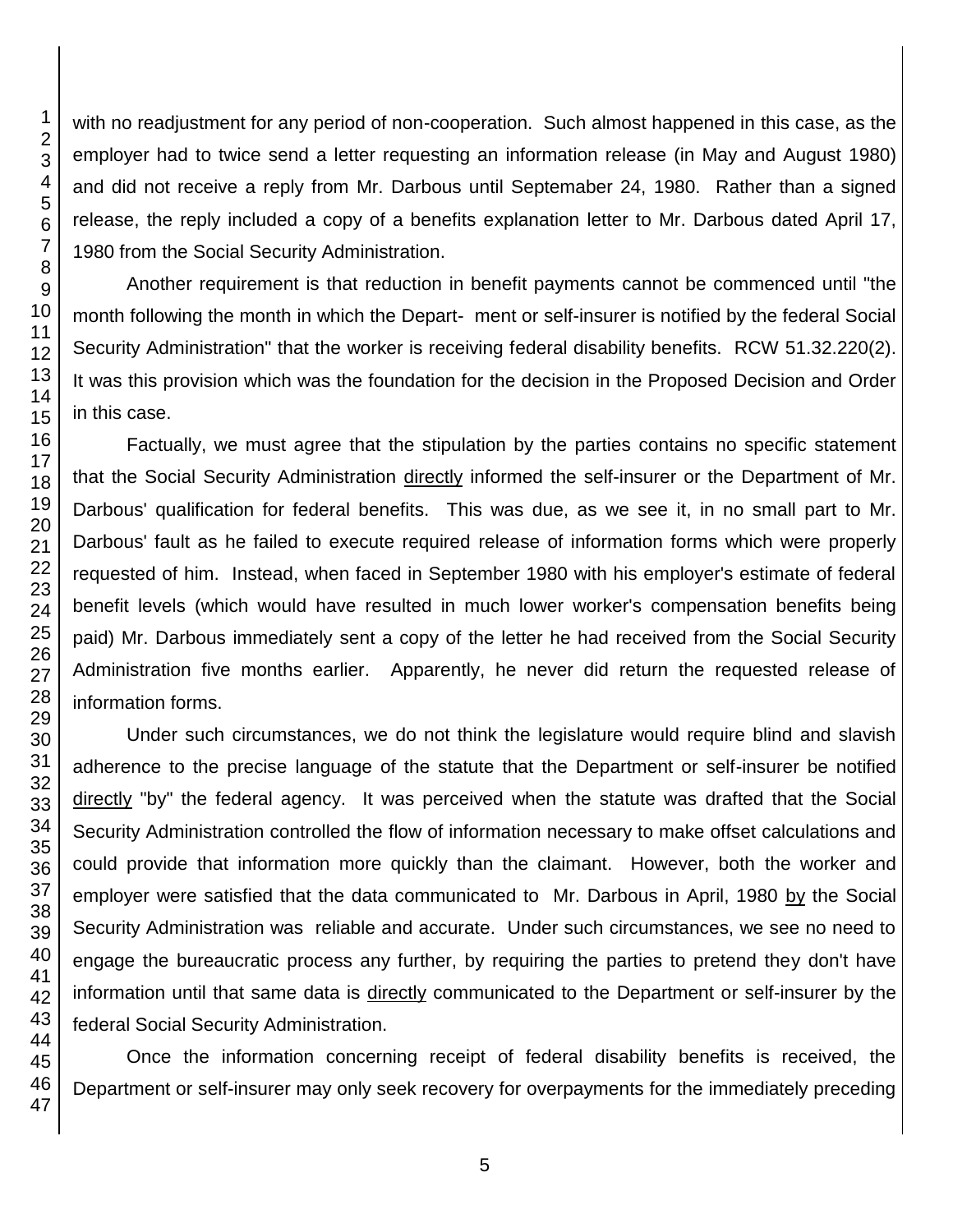with no readjustment for any period of non-cooperation. Such almost happened in this case, as the employer had to twice send a letter requesting an information release (in May and August 1980) and did not receive a reply from Mr. Darbous until Septemaber 24, 1980. Rather than a signed release, the reply included a copy of a benefits explanation letter to Mr. Darbous dated April 17, 1980 from the Social Security Administration.

Another requirement is that reduction in benefit payments cannot be commenced until "the month following the month in which the Depart- ment or self-insurer is notified by the federal Social Security Administration" that the worker is receiving federal disability benefits. RCW 51.32.220(2). It was this provision which was the foundation for the decision in the Proposed Decision and Order in this case.

Factually, we must agree that the stipulation by the parties contains no specific statement that the Social Security Administration directly informed the self-insurer or the Department of Mr. Darbous' qualification for federal benefits. This was due, as we see it, in no small part to Mr. Darbous' fault as he failed to execute required release of information forms which were properly requested of him. Instead, when faced in September 1980 with his employer's estimate of federal benefit levels (which would have resulted in much lower worker's compensation benefits being paid) Mr. Darbous immediately sent a copy of the letter he had received from the Social Security Administration five months earlier. Apparently, he never did return the requested release of information forms.

Under such circumstances, we do not think the legislature would require blind and slavish adherence to the precise language of the statute that the Department or self-insurer be notified directly "by" the federal agency. It was perceived when the statute was drafted that the Social Security Administration controlled the flow of information necessary to make offset calculations and could provide that information more quickly than the claimant. However, both the worker and employer were satisfied that the data communicated to Mr. Darbous in April, 1980 by the Social Security Administration was reliable and accurate. Under such circumstances, we see no need to engage the bureaucratic process any further, by requiring the parties to pretend they don't have information until that same data is directly communicated to the Department or self-insurer by the federal Social Security Administration.

Once the information concerning receipt of federal disability benefits is received, the Department or self-insurer may only seek recovery for overpayments for the immediately preceding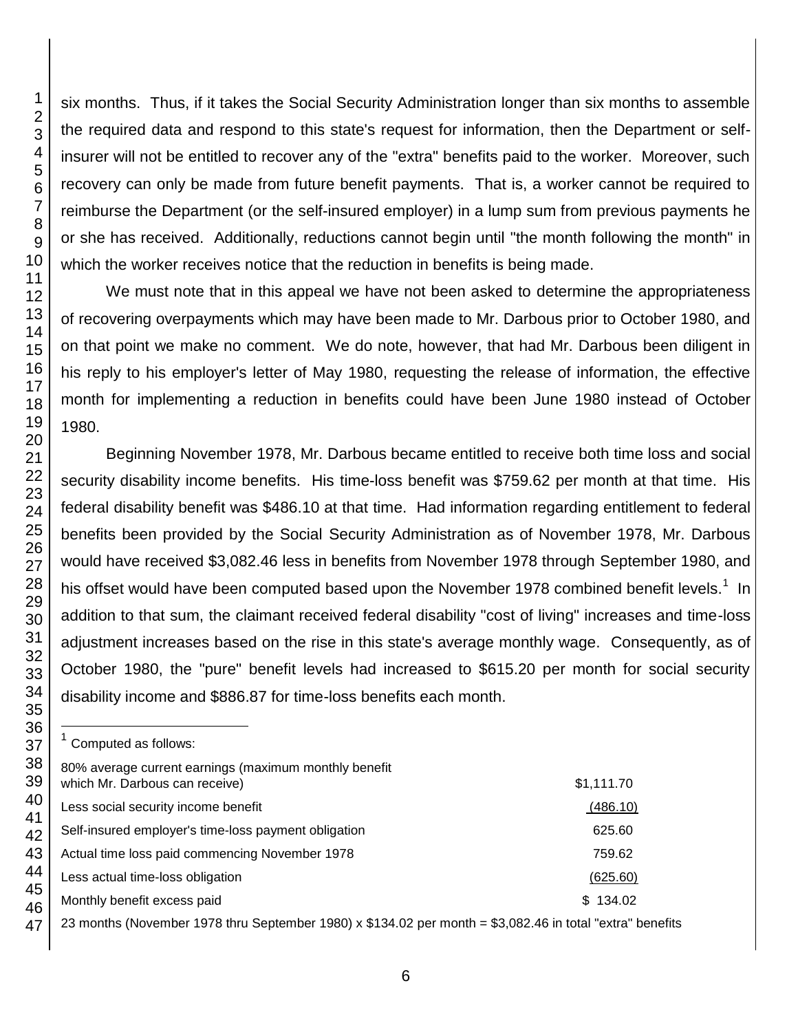six months. Thus, if it takes the Social Security Administration longer than six months to assemble the required data and respond to this state's request for information, then the Department or self-insurer will not be entitled to recover any of the "extra" benefits paid to the worker. Moreover, such recovery can only be made from future benefit payments. That is, a worker cannot be required to reimburse the Department (or the self-insured employer) in a lump sum from previous payments he or she has received. Additionally, reductions cannot begin until "the month following the month" in which the worker receives notice that the reduction in benefits is being made.

We must note that in this appeal we have not been asked to determine the appropriateness of recovering overpayments which may have been made to Mr. Darbous prior to October 1980, and on that point we make no comment. We do note, however, that had Mr. Darbous been diligent in his reply to his employer's letter of May 1980, requesting the release of information, the effective month for implementing a reduction in benefits could have been June 1980 instead of October 1980.

Beginning November 1978, Mr. Darbous became entitled to receive both time loss and social security disability income benefits. His time-loss benefit was $759.62 per month at that time. His federal disability benefit was $486.10 at that time. Had information regarding entitlement to federal benefits been provided by the Social Security Administration as of November 1978, Mr. Darbous would have received $3,082.46 less in benefits from November 1978 through September 1980, and his offset would have been computed based upon the November 1978 combined benefit levels.[1] In addition to that sum, the claimant received federal disability "cost of living" increases and time-loss adjustment increases based on the rise in this state's average monthly wage. Consequently, as of October 1980, the "pure" benefit levels had increased to $615.20 per month for social security disability income and $886.87 for time-loss benefits each month.

---

[1] Computed as follows:

| | |
|---|---|
| 80% average current earnings (maximum monthly benefit which Mr. Darbous can receive) | $1,111.70 |
| Less social security income benefit | (486.10) |
| Self-insured employer's time-loss payment obligation | 625.60 |
| Actual time loss paid commencing November 1978 | 759.62 |
| Less actual time-loss obligation | (625.60) |
| Monthly benefit excess paid | $ 134.02 |

23 months (November 1978 thru September 1980) x $134.02 per month = $3,082.46 in total "extra" benefits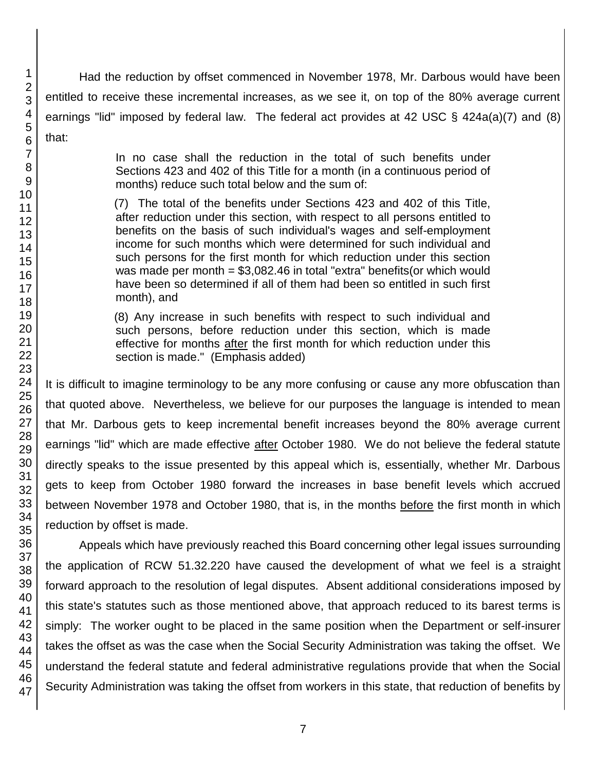Had the reduction by offset commenced in November 1978, Mr. Darbous would have been entitled to receive these incremental increases, as we see it, on top of the 80% average current earnings "lid" imposed by federal law. The federal act provides at 42 USC § 424a(a)(7) and (8) that:

> In no case shall the reduction in the total of such benefits under Sections 423 and 402 of this Title for a month (in a continuous period of months) reduce such total below and the sum of:
>
> (7) The total of the benefits under Sections 423 and 402 of this Title, after reduction under this section, with respect to all persons entitled to benefits on the basis of such individual's wages and self-employment income for such months which were determined for such individual and such persons for the first month for which reduction under this section was made per month = $3,082.46 in total "extra" benefits(or which would have been so determined if all of them had been so entitled in such first month), and
>
> (8) Any increase in such benefits with respect to such individual and such persons, before reduction under this section, which is made effective for months after the first month for which reduction under this section is made." (Emphasis added)

It is difficult to imagine terminology to be any more confusing or cause any more obfuscation than that quoted above. Nevertheless, we believe for our purposes the language is intended to mean that Mr. Darbous gets to keep incremental benefit increases beyond the 80% average current earnings "lid" which are made effective after October 1980. We do not believe the federal statute directly speaks to the issue presented by this appeal which is, essentially, whether Mr. Darbous gets to keep from October 1980 forward the increases in base benefit levels which accrued between November 1978 and October 1980, that is, in the months before the first month in which reduction by offset is made.

Appeals which have previously reached this Board concerning other legal issues surrounding the application of RCW 51.32.220 have caused the development of what we feel is a straight forward approach to the resolution of legal disputes. Absent additional considerations imposed by this state's statutes such as those mentioned above, that approach reduced to its barest terms is simply: The worker ought to be placed in the same position when the Department or self-insurer takes the offset as was the case when the Social Security Administration was taking the offset. We understand the federal statute and federal administrative regulations provide that when the Social Security Administration was taking the offset from workers in this state, that reduction of benefits by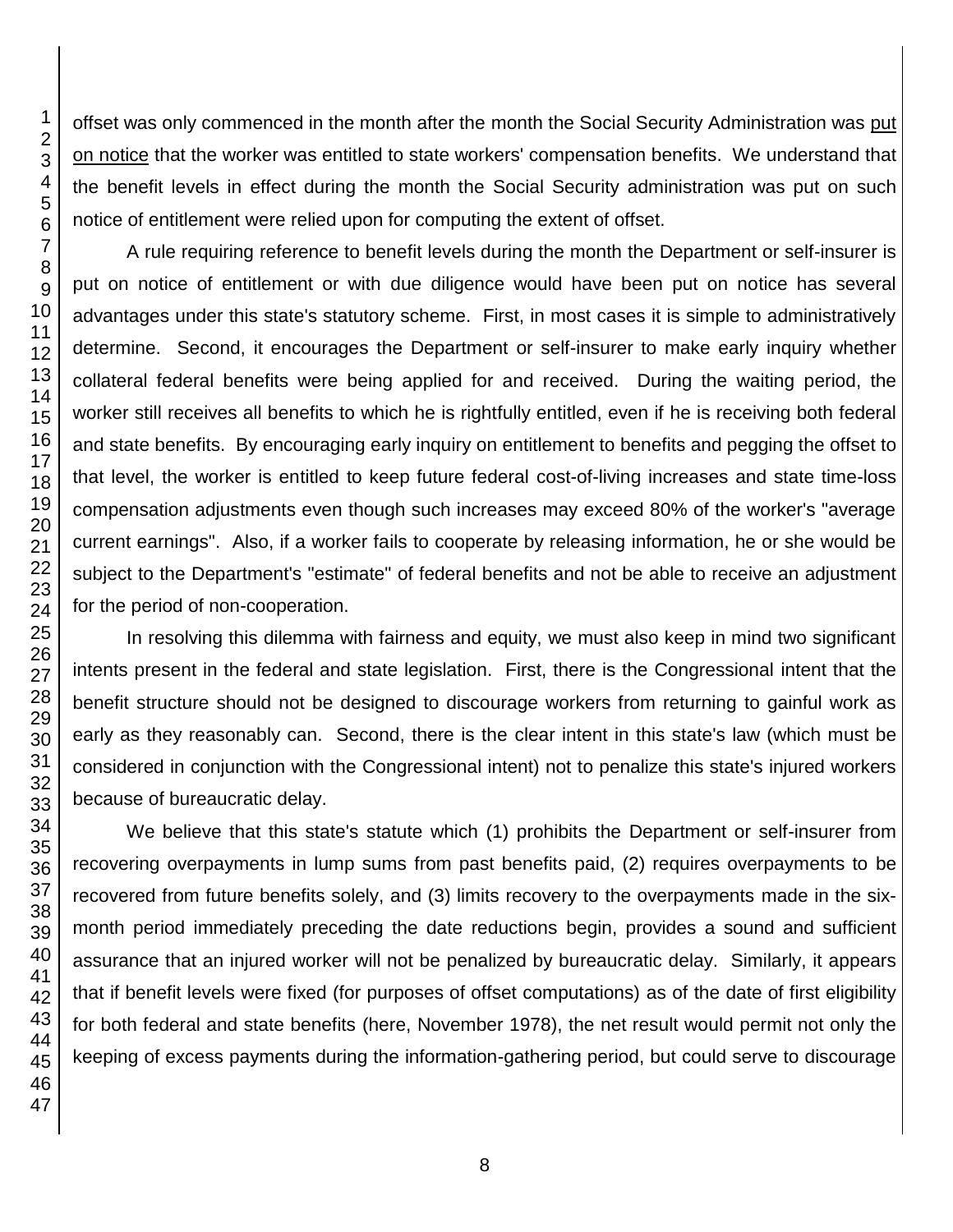offset was only commenced in the month after the month the Social Security Administration was put on notice that the worker was entitled to state workers' compensation benefits. We understand that the benefit levels in effect during the month the Social Security administration was put on such notice of entitlement were relied upon for computing the extent of offset.

A rule requiring reference to benefit levels during the month the Department or self-insurer is put on notice of entitlement or with due diligence would have been put on notice has several advantages under this state's statutory scheme. First, in most cases it is simple to administratively determine. Second, it encourages the Department or self-insurer to make early inquiry whether collateral federal benefits were being applied for and received. During the waiting period, the worker still receives all benefits to which he is rightfully entitled, even if he is receiving both federal and state benefits. By encouraging early inquiry on entitlement to benefits and pegging the offset to that level, the worker is entitled to keep future federal cost-of-living increases and state time-loss compensation adjustments even though such increases may exceed 80% of the worker's "average current earnings". Also, if a worker fails to cooperate by releasing information, he or she would be subject to the Department's "estimate" of federal benefits and not be able to receive an adjustment for the period of non-cooperation.

In resolving this dilemma with fairness and equity, we must also keep in mind two significant intents present in the federal and state legislation. First, there is the Congressional intent that the benefit structure should not be designed to discourage workers from returning to gainful work as early as they reasonably can. Second, there is the clear intent in this state's law (which must be considered in conjunction with the Congressional intent) not to penalize this state's injured workers because of bureaucratic delay.

We believe that this state's statute which (1) prohibits the Department or self-insurer from recovering overpayments in lump sums from past benefits paid, (2) requires overpayments to be recovered from future benefits solely, and (3) limits recovery to the overpayments made in the six-month period immediately preceding the date reductions begin, provides a sound and sufficient assurance that an injured worker will not be penalized by bureaucratic delay. Similarly, it appears that if benefit levels were fixed (for purposes of offset computations) as of the date of first eligibility for both federal and state benefits (here, November 1978), the net result would permit not only the keeping of excess payments during the information-gathering period, but could serve to discourage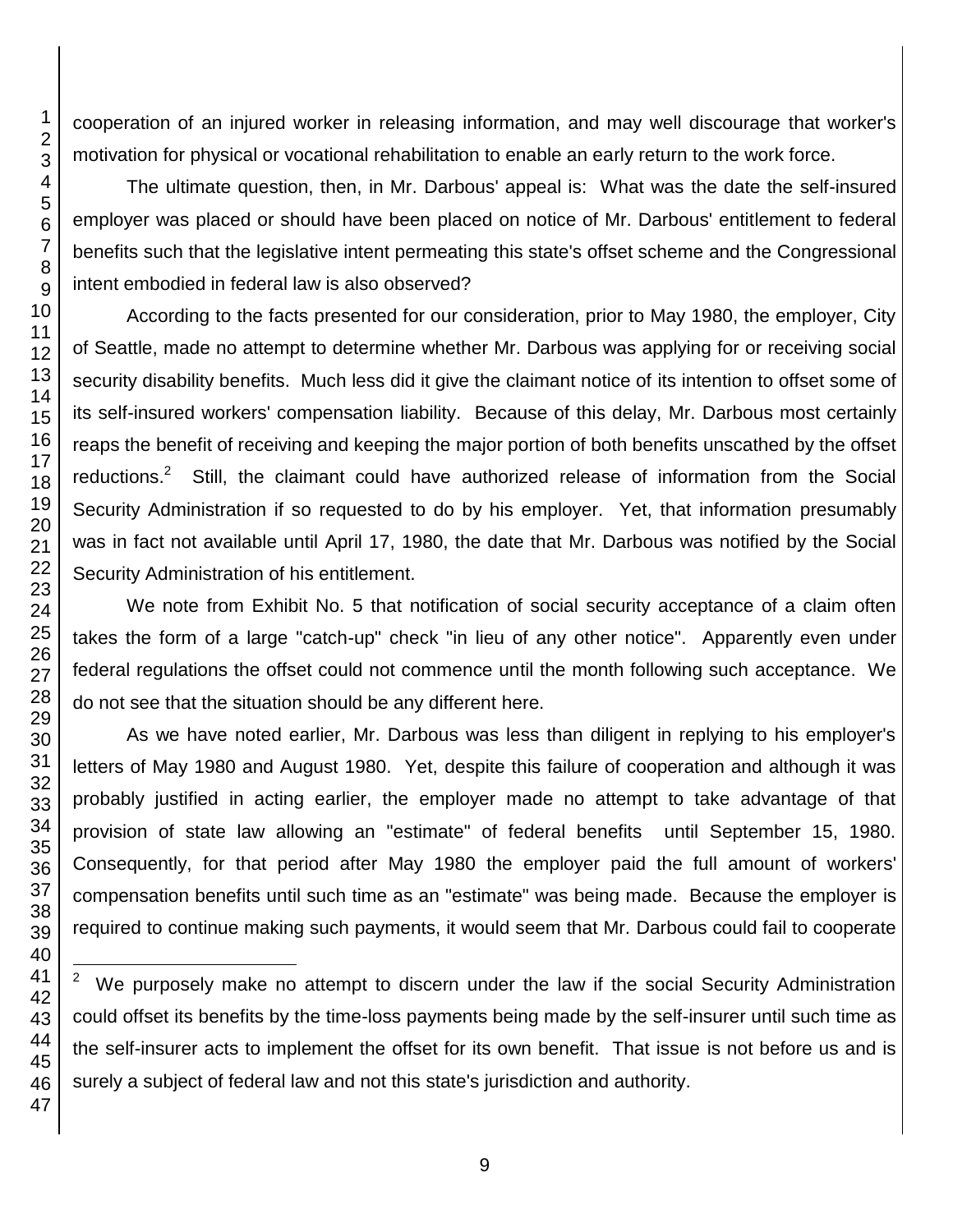cooperation of an injured worker in releasing information, and may well discourage that worker's motivation for physical or vocational rehabilitation to enable an early return to the work force.

The ultimate question, then, in Mr. Darbous' appeal is: What was the date the self-insured employer was placed or should have been placed on notice of Mr. Darbous' entitlement to federal benefits such that the legislative intent permeating this state's offset scheme and the Congressional intent embodied in federal law is also observed?

According to the facts presented for our consideration, prior to May 1980, the employer, City of Seattle, made no attempt to determine whether Mr. Darbous was applying for or receiving social security disability benefits. Much less did it give the claimant notice of its intention to offset some of its self-insured workers' compensation liability. Because of this delay, Mr. Darbous most certainly reaps the benefit of receiving and keeping the major portion of both benefits unscathed by the offset reductions.[2] Still, the claimant could have authorized release of information from the Social Security Administration if so requested to do by his employer. Yet, that information presumably was in fact not available until April 17, 1980, the date that Mr. Darbous was notified by the Social Security Administration of his entitlement.

We note from Exhibit No. 5 that notification of social security acceptance of a claim often takes the form of a large "catch-up" check "in lieu of any other notice". Apparently even under federal regulations the offset could not commence until the month following such acceptance. We do not see that the situation should be any different here.

As we have noted earlier, Mr. Darbous was less than diligent in replying to his employer's letters of May 1980 and August 1980. Yet, despite this failure of cooperation and although it was probably justified in acting earlier, the employer made no attempt to take advantage of that provision of state law allowing an "estimate" of federal benefits until September 15, 1980. Consequently, for that period after May 1980 the employer paid the full amount of workers' compensation benefits until such time as an "estimate" was being made. Because the employer is required to continue making such payments, it would seem that Mr. Darbous could fail to cooperate

---

[2] We purposely make no attempt to discern under the law if the social Security Administration could offset its benefits by the time-loss payments being made by the self-insurer until such time as the self-insurer acts to implement the offset for its own benefit. That issue is not before us and is surely a subject of federal law and not this state's jurisdiction and authority.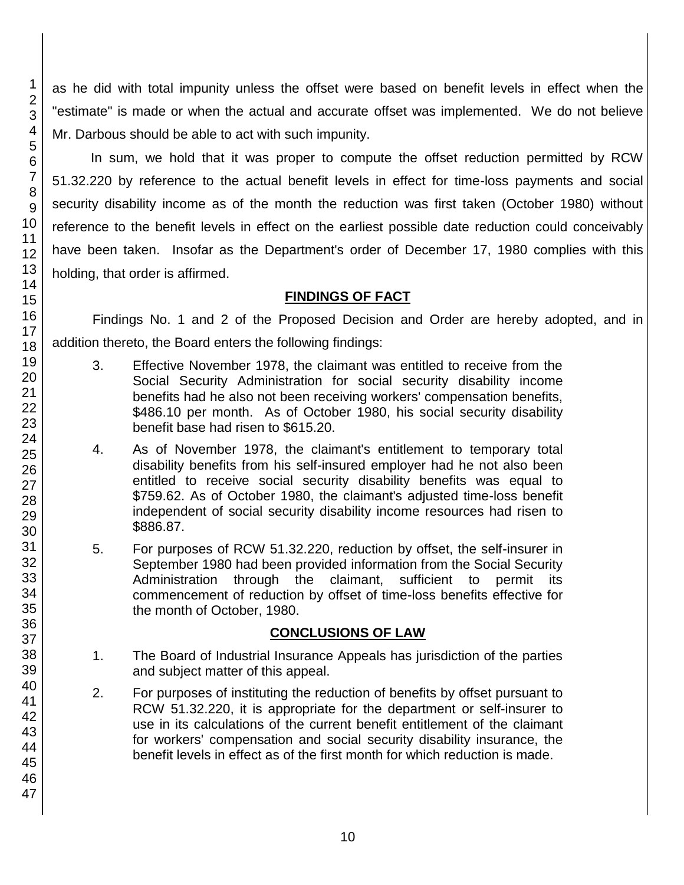as he did with total impunity unless the offset were based on benefit levels in effect when the "estimate" is made or when the actual and accurate offset was implemented. We do not believe Mr. Darbous should be able to act with such impunity.

In sum, we hold that it was proper to compute the offset reduction permitted by RCW 51.32.220 by reference to the actual benefit levels in effect for time-loss payments and social security disability income as of the month the reduction was first taken (October 1980) without reference to the benefit levels in effect on the earliest possible date reduction could conceivably have been taken. Insofar as the Department's order of December 17, 1980 complies with this holding, that order is affirmed.

## FINDINGS OF FACT

Findings No. 1 and 2 of the Proposed Decision and Order are hereby adopted, and in addition thereto, the Board enters the following findings:

3. Effective November 1978, the claimant was entitled to receive from the Social Security Administration for social security disability income benefits had he also not been receiving workers' compensation benefits, $486.10 per month. As of October 1980, his social security disability benefit base had risen to $615.20.

4. As of November 1978, the claimant's entitlement to temporary total disability benefits from his self-insured employer had he not also been entitled to receive social security disability benefits was equal to $759.62. As of October 1980, the claimant's adjusted time-loss benefit independent of social security disability income resources had risen to $886.87.

5. For purposes of RCW 51.32.220, reduction by offset, the self-insurer in September 1980 had been provided information from the Social Security Administration through the claimant, sufficient to permit its commencement of reduction by offset of time-loss benefits effective for the month of October, 1980.

## CONCLUSIONS OF LAW

1. The Board of Industrial Insurance Appeals has jurisdiction of the parties and subject matter of this appeal.

2. For purposes of instituting the reduction of benefits by offset pursuant to RCW 51.32.220, it is appropriate for the department or self-insurer to use in its calculations of the current benefit entitlement of the claimant for workers' compensation and social security disability insurance, the benefit levels in effect as of the first month for which reduction is made.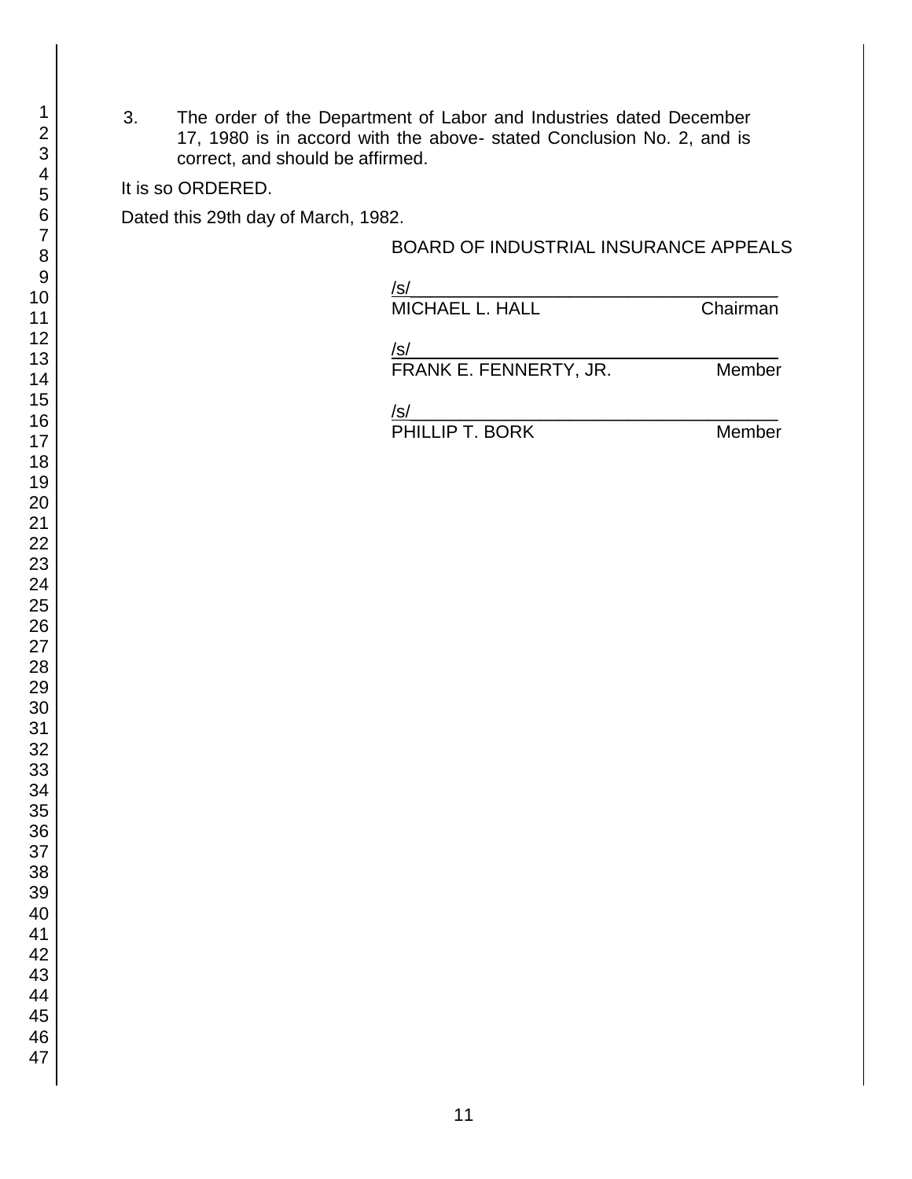3. The order of the Department of Labor and Industries dated December 17, 1980 is in accord with the above- stated Conclusion No. 2, and is correct, and should be affirmed.

It is so ORDERED.

Dated this 29th day of March, 1982.

BOARD OF INDUSTRIAL INSURANCE APPEALS

/s/
MICHAEL L. HALL Chairman

/s/
FRANK E. FENNERTY, JR. Member

/s/
PHILLIP T. BORK Member